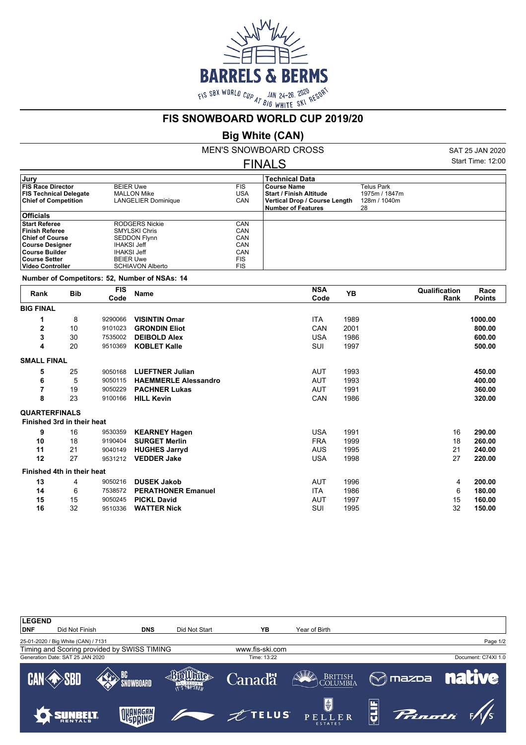# FIS SNOWBOARD WORLD CUP 2019/20

## Big White (CAN)

### MEN'S SNOWBOARD CROSS

### FINALS

SAT 25 JAN 2020
Start Time: 12:00

| Jury | | |
|---|---|---|
| FIS Race Director | BEIER Uwe | FIS |
| FIS Technical Delegate | MALLON Mike | USA |
| Chief of Competition | LANGELIER Dominique | CAN |

| Officials | | |
|---|---|---|
| Start Referee | RODGERS Nickie | CAN |
| Finish Referee | SMYLSKI Chris | CAN |
| Chief of Course | SEDDON Flynn | CAN |
| Course Designer | IHAKSI Jeff | CAN |
| Course Builder | IHAKSI Jeff | CAN |
| Course Setter | BEIER Uwe | FIS |
| Video Controller | SCHIAVON Alberto | FIS |

| Technical Data | |
|---|---|
| Course Name | Telus Park |
| Start / Finish Altitude | 1975m / 1847m |
| Vertical Drop / Course Length | 128m / 1040m |
| Number of Features | 28 |

**Number of Competitors: 52, Number of NSAs: 14**

| Rank | Bib | FIS Code | Name | NSA Code | YB | Qualification Rank | Race Points |
|---|---|---|---|---|---|---|---|
| **BIG FINAL** | | | | | | | |
| **1** | 8 | 9290066 | **VISINTIN Omar** | ITA | 1989 | | **1000.00** |
| **2** | 10 | 9101023 | **GRONDIN Eliot** | CAN | 2001 | | **800.00** |
| **3** | 30 | 7535002 | **DEIBOLD Alex** | USA | 1986 | | **600.00** |
| **4** | 20 | 9510369 | **KOBLET Kalle** | SUI | 1997 | | **500.00** |
| **SMALL FINAL** | | | | | | | |
| **5** | 25 | 9050168 | **LUEFTNER Julian** | AUT | 1993 | | **450.00** |
| **6** | 5 | 9050115 | **HAEMMERLE Alessandro** | AUT | 1993 | | **400.00** |
| **7** | 19 | 9050229 | **PACHNER Lukas** | AUT | 1991 | | **360.00** |
| **8** | 23 | 9100166 | **HILL Kevin** | CAN | 1986 | | **320.00** |
| **QUARTERFINALS** | | | | | | | |
| **Finished 3rd in their heat** | | | | | | | |
| **9** | 16 | 9530359 | **KEARNEY Hagen** | USA | 1991 | 16 | **290.00** |
| **10** | 18 | 9190404 | **SURGET Merlin** | FRA | 1999 | 18 | **260.00** |
| **11** | 21 | 9040149 | **HUGHES Jarryd** | AUS | 1995 | 21 | **240.00** |
| **12** | 27 | 9531212 | **VEDDER Jake** | USA | 1998 | 27 | **220.00** |
| **Finished 4th in their heat** | | | | | | | |
| **13** | 4 | 9050216 | **DUSEK Jakob** | AUT | 1996 | 4 | **200.00** |
| **14** | 6 | 7538572 | **PERATHONER Emanuel** | ITA | 1986 | 6 | **180.00** |
| **15** | 15 | 9050245 | **PICKL David** | AUT | 1997 | 15 | **160.00** |
| **16** | 32 | 9510336 | **WATTER Nick** | SUI | 1995 | 32 | **150.00** |

| LEGEND | | | | | |
|---|---|---|---|---|---|
| DNF | Did Not Finish | DNS | Did Not Start | YB | Year of Birth |

25-01-2020 / Big White (CAN) / 7131
Timing and Scoring provided by SWISS TIMING — www.fis-ski.com
Generation Date: SAT 25 JAN 2020 — Time: 13:22 — Document: C74XI 1.0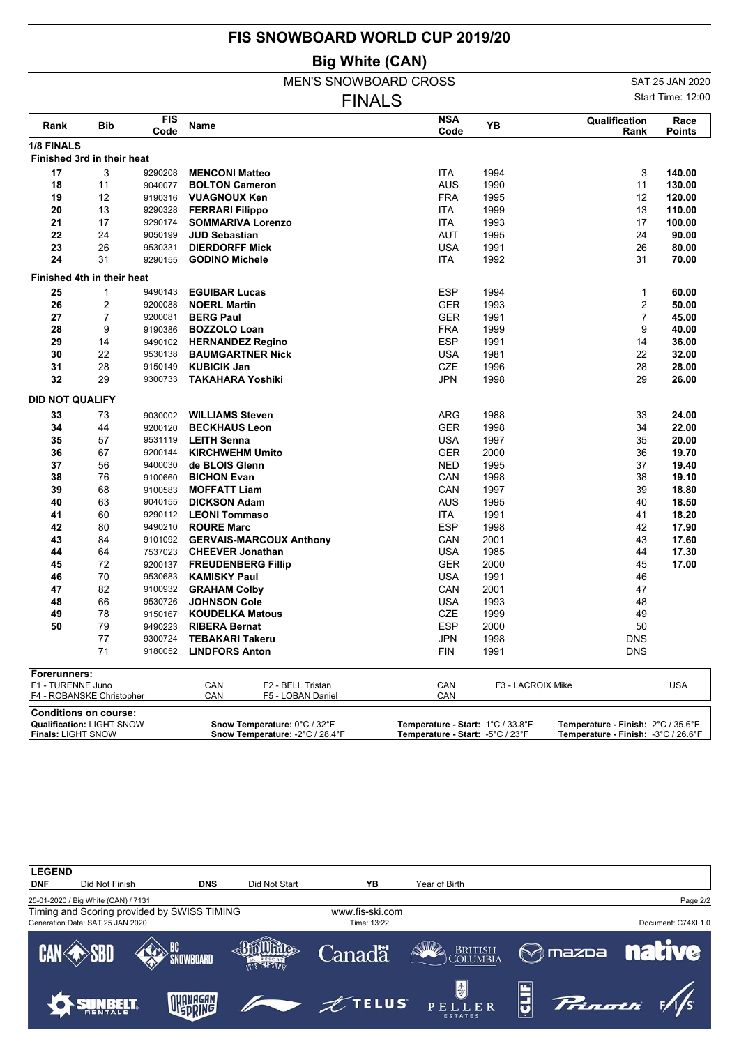# FIS SNOWBOARD WORLD CUP 2019/20

## Big White (CAN)

MEN'S SNOWBOARD CROSS — SAT 25 JAN 2020

FINALS — Start Time: 12:00

| Rank | Bib | FIS Code | Name | NSA Code | YB | Qualification Rank | Race Points |
|---|---|---|---|---|---|---|---|
| **1/8 FINALS** | | | | | | | |
| **Finished 3rd in their heat** | | | | | | | |
| 17 | 3 | 9290208 | **MENCONI Matteo** | ITA | 1994 | 3 | **140.00** |
| 18 | 11 | 9040077 | **BOLTON Cameron** | AUS | 1990 | 11 | **130.00** |
| 19 | 12 | 9190316 | **VUAGNOUX Ken** | FRA | 1995 | 12 | **120.00** |
| 20 | 13 | 9290328 | **FERRARI Filippo** | ITA | 1999 | 13 | **110.00** |
| 21 | 17 | 9290174 | **SOMMARIVA Lorenzo** | ITA | 1993 | 17 | **100.00** |
| 22 | 24 | 9050199 | **JUD Sebastian** | AUT | 1995 | 24 | **90.00** |
| 23 | 26 | 9530331 | **DIERDORFF Mick** | USA | 1991 | 26 | **80.00** |
| 24 | 31 | 9290155 | **GODINO Michele** | ITA | 1992 | 31 | **70.00** |
| **Finished 4th in their heat** | | | | | | | |
| 25 | 1 | 9490143 | **EGUIBAR Lucas** | ESP | 1994 | 1 | **60.00** |
| 26 | 2 | 9200088 | **NOERL Martin** | GER | 1993 | 2 | **50.00** |
| 27 | 7 | 9200081 | **BERG Paul** | GER | 1991 | 7 | **45.00** |
| 28 | 9 | 9190386 | **BOZZOLO Loan** | FRA | 1999 | 9 | **40.00** |
| 29 | 14 | 9490102 | **HERNANDEZ Regino** | ESP | 1991 | 14 | **36.00** |
| 30 | 22 | 9530138 | **BAUMGARTNER Nick** | USA | 1981 | 22 | **32.00** |
| 31 | 28 | 9150149 | **KUBICIK Jan** | CZE | 1996 | 28 | **28.00** |
| 32 | 29 | 9300733 | **TAKAHARA Yoshiki** | JPN | 1998 | 29 | **26.00** |
| **DID NOT QUALIFY** | | | | | | | |
| 33 | 73 | 9030002 | **WILLIAMS Steven** | ARG | 1988 | 33 | **24.00** |
| 34 | 44 | 9200120 | **BECKHAUS Leon** | GER | 1998 | 34 | **22.00** |
| 35 | 57 | 9531119 | **LEITH Senna** | USA | 1997 | 35 | **20.00** |
| 36 | 67 | 9200144 | **KIRCHWEHM Umito** | GER | 2000 | 36 | **19.70** |
| 37 | 56 | 9400030 | **de BLOIS Glenn** | NED | 1995 | 37 | **19.40** |
| 38 | 76 | 9100660 | **BICHON Evan** | CAN | 1998 | 38 | **19.10** |
| 39 | 68 | 9100583 | **MOFFATT Liam** | CAN | 1997 | 39 | **18.80** |
| 40 | 63 | 9040155 | **DICKSON Adam** | AUS | 1995 | 40 | **18.50** |
| 41 | 60 | 9290112 | **LEONI Tommaso** | ITA | 1991 | 41 | **18.20** |
| 42 | 80 | 9490210 | **ROURE Marc** | ESP | 1998 | 42 | **17.90** |
| 43 | 84 | 9101092 | **GERVAIS-MARCOUX Anthony** | CAN | 2001 | 43 | **17.60** |
| 44 | 64 | 7537023 | **CHEEVER Jonathan** | USA | 1985 | 44 | **17.30** |
| 45 | 72 | 9200137 | **FREUDENBERG Fillip** | GER | 2000 | 45 | **17.00** |
| 46 | 70 | 9530683 | **KAMISKY Paul** | USA | 1991 | 46 | |
| 47 | 82 | 9100932 | **GRAHAM Colby** | CAN | 2001 | 47 | |
| 48 | 66 | 9530726 | **JOHNSON Cole** | USA | 1993 | 48 | |
| 49 | 78 | 9150167 | **KOUDELKA Matous** | CZE | 1999 | 49 | |
| 50 | 79 | 9490223 | **RIBERA Bernat** | ESP | 2000 | 50 | |
| | 77 | 9300724 | **TEBAKARI Takeru** | JPN | 1998 | DNS | |
| | 71 | 9180052 | **LINDFORS Anton** | FIN | 1991 | DNS | |

**Forerunners:**

| | | | | | |
|---|---|---|---|---|---|
| F1 - TURENNE Juno | CAN | F2 - BELL Tristan | CAN | F3 - LACROIX Mike | USA |
| F4 - ROBANSKE Christopher | CAN | F5 - LOBAN Daniel | CAN | | |

**Conditions on course:**

| | | | |
|---|---|---|---|
| **Qualification:** LIGHT SNOW | **Snow Temperature:** 0°C / 32°F | **Temperature - Start:** 1°C / 33.8°F | **Temperature - Finish:** 2°C / 35.6°F |
| **Finals:** LIGHT SNOW | **Snow Temperature:** -2°C / 28.4°F | **Temperature - Start:** -5°C / 23°F | **Temperature - Finish:** -3°C / 26.6°F |

**LEGEND**

| | | | | | |
|---|---|---|---|---|---|
| DNF | Did Not Finish | DNS | Did Not Start | YB | Year of Birth |

25-01-2020 / Big White (CAN) / 7131

Timing and Scoring provided by SWISS TIMING — www.fis-ski.com

Generation Date: SAT 25 JAN 2020 — Time: 13:22 — Document: C74XI 1.0